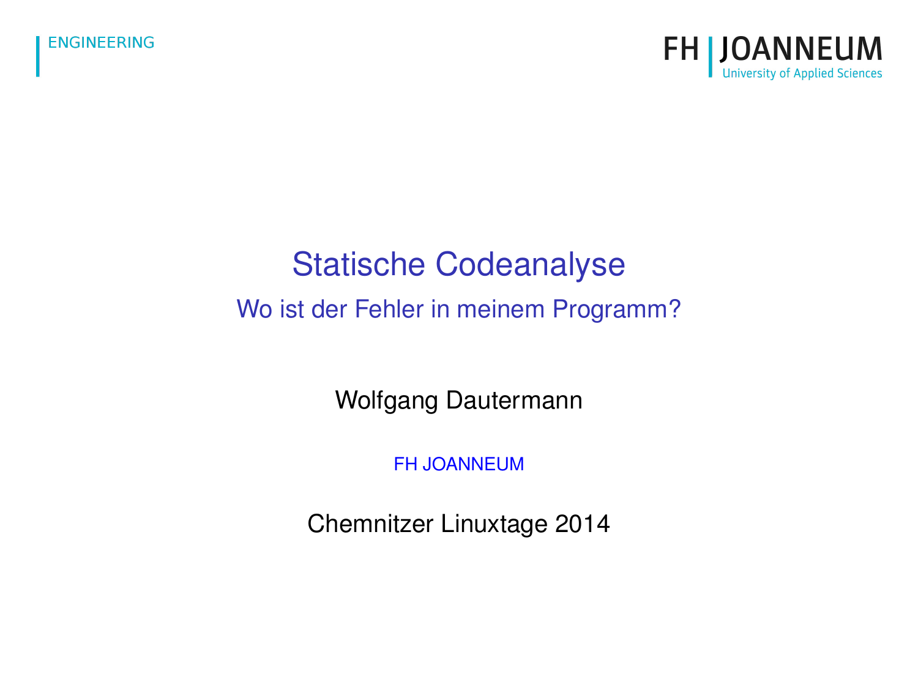# Statische Codeanalyse

## Wo ist der Fehler in meinem Programm?

Wolfgang Dautermann

FH JOANNEUM

Chemnitzer Linuxtage 2014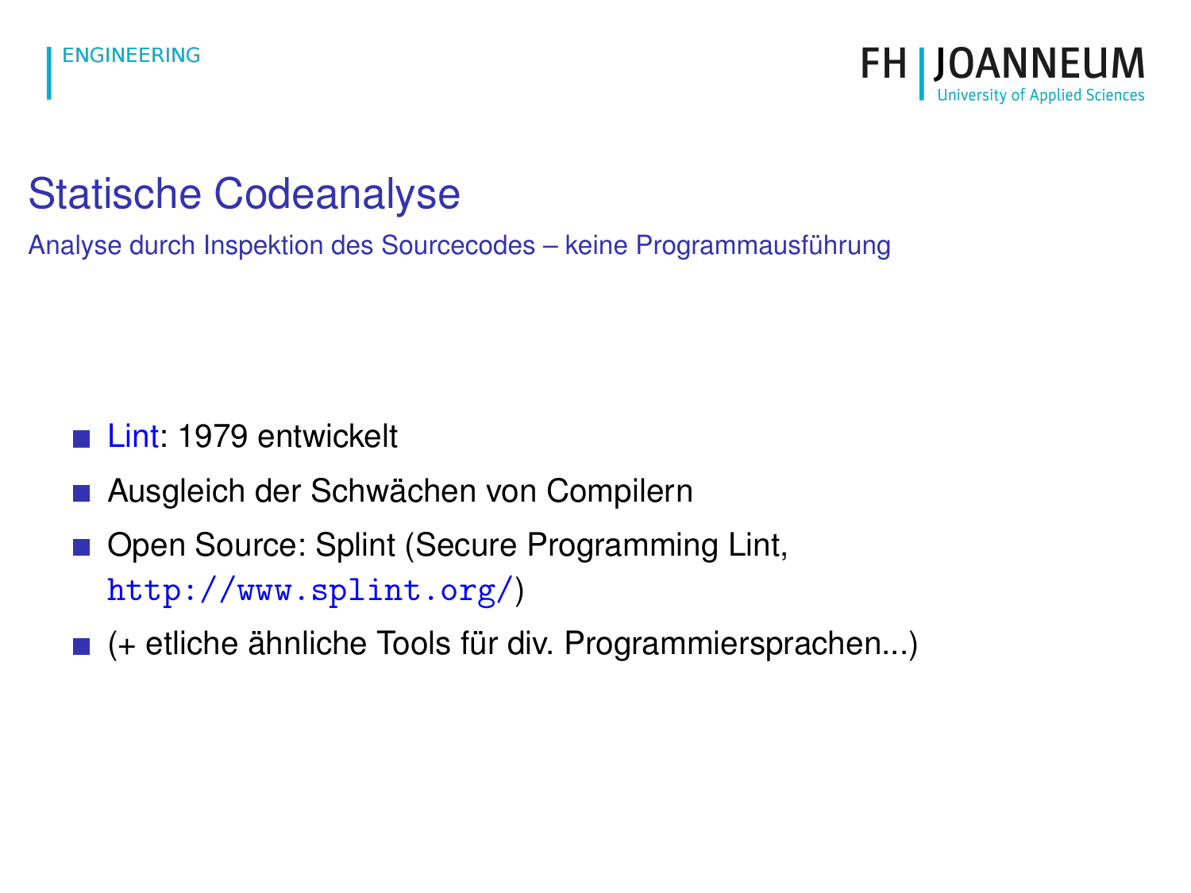# Statische Codeanalyse

Analyse durch Inspektion des Sourcecodes – keine Programmausführung

- Lint: 1979 entwickelt
- Ausgleich der Schwächen von Compilern
- Open Source: Splint (Secure Programming Lint, http://www.splint.org/)
- (+ etliche ähnliche Tools für div. Programmiersprachen...)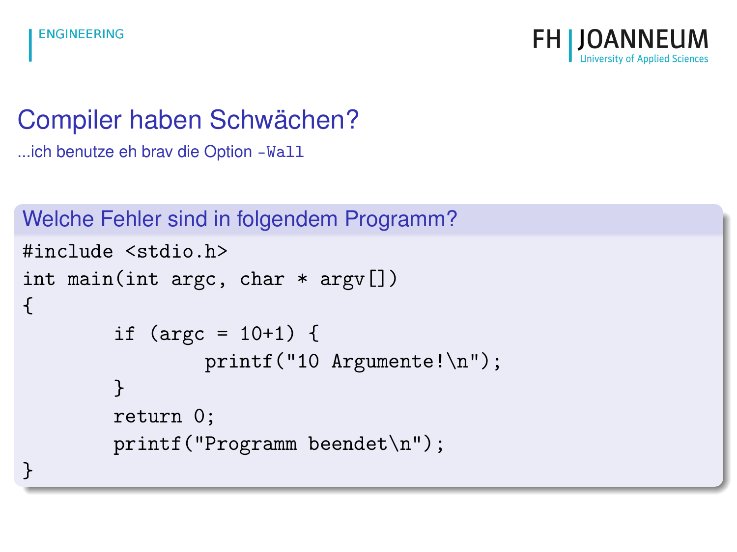# Compiler haben Schwächen?

...ich benutze eh brav die Option `-Wall`

## Welche Fehler sind in folgendem Programm?

```
#include <stdio.h>
int main(int argc, char * argv[])
{
        if (argc = 10+1) {
                printf("10 Argumente!\n");
        }
        return 0;
        printf("Programm beendet\n");
}
```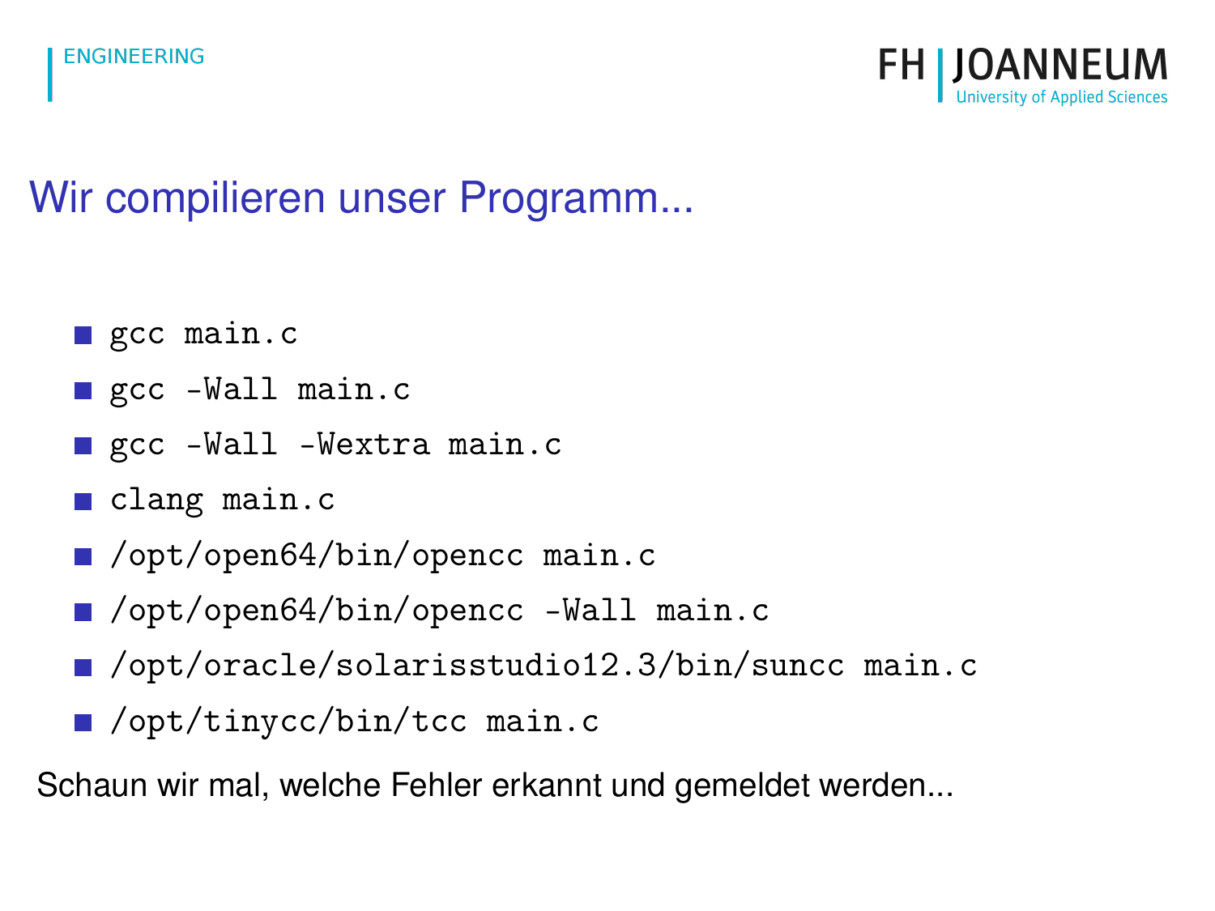# Wir compilieren unser Programm...

- `gcc main.c`
- `gcc -Wall main.c`
- `gcc -Wall -Wextra main.c`
- `clang main.c`
- `/opt/open64/bin/opencc main.c`
- `/opt/open64/bin/opencc -Wall main.c`
- `/opt/oracle/solarisstudio12.3/bin/suncc main.c`
- `/opt/tinycc/bin/tcc main.c`

Schaun wir mal, welche Fehler erkannt und gemeldet werden...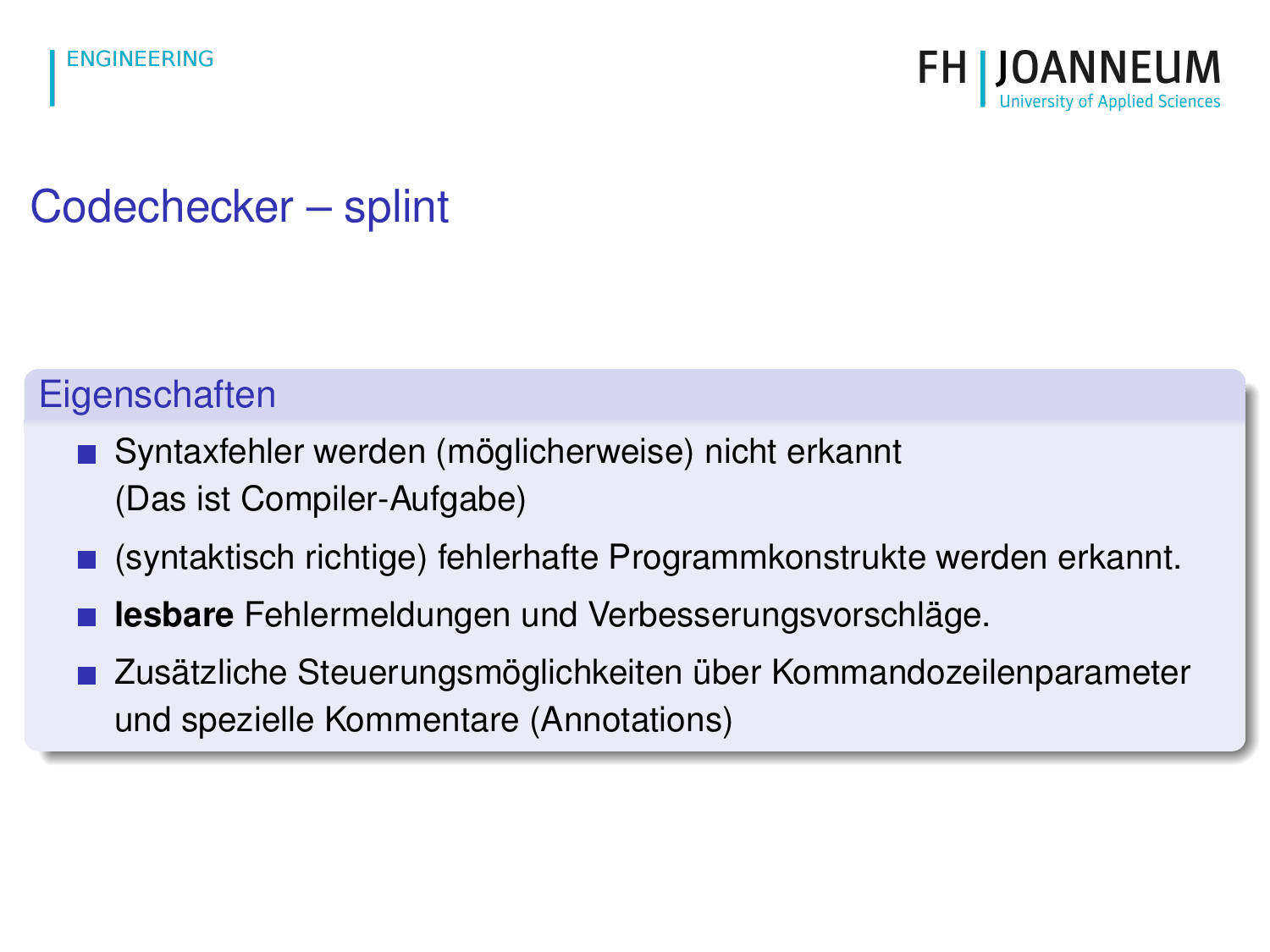# Codechecker – splint

## Eigenschaften

- Syntaxfehler werden (möglicherweise) nicht erkannt (Das ist Compiler-Aufgabe)
- (syntaktisch richtige) fehlerhafte Programmkonstrukte werden erkannt.
- **lesbare** Fehlermeldungen und Verbesserungsvorschläge.
- Zusätzliche Steuerungsmöglichkeiten über Kommandozeilenparameter und spezielle Kommentare (Annotations)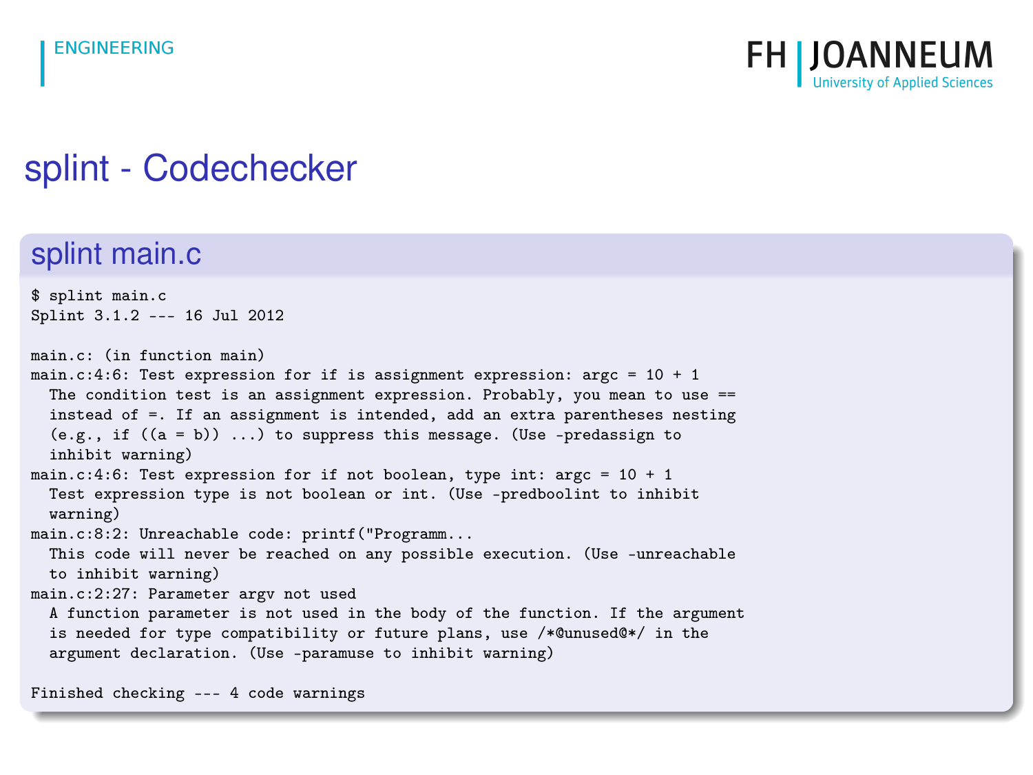# splint - Codechecker

## splint main.c

```
$ splint main.c
Splint 3.1.2 --- 16 Jul 2012

main.c: (in function main)
main.c:4:6: Test expression for if is assignment expression: argc = 10 + 1
  The condition test is an assignment expression. Probably, you mean to use ==
  instead of =. If an assignment is intended, add an extra parentheses nesting
  (e.g., if ((a = b)) ...) to suppress this message. (Use -predassign to
  inhibit warning)
main.c:4:6: Test expression for if not boolean, type int: argc = 10 + 1
  Test expression type is not boolean or int. (Use -predboolint to inhibit
  warning)
main.c:8:2: Unreachable code: printf("Programm...
  This code will never be reached on any possible execution. (Use -unreachable
  to inhibit warning)
main.c:2:27: Parameter argv not used
  A function parameter is not used in the body of the function. If the argument
  is needed for type compatibility or future plans, use /*@unused@*/ in the
  argument declaration. (Use -paramuse to inhibit warning)

Finished checking --- 4 code warnings
```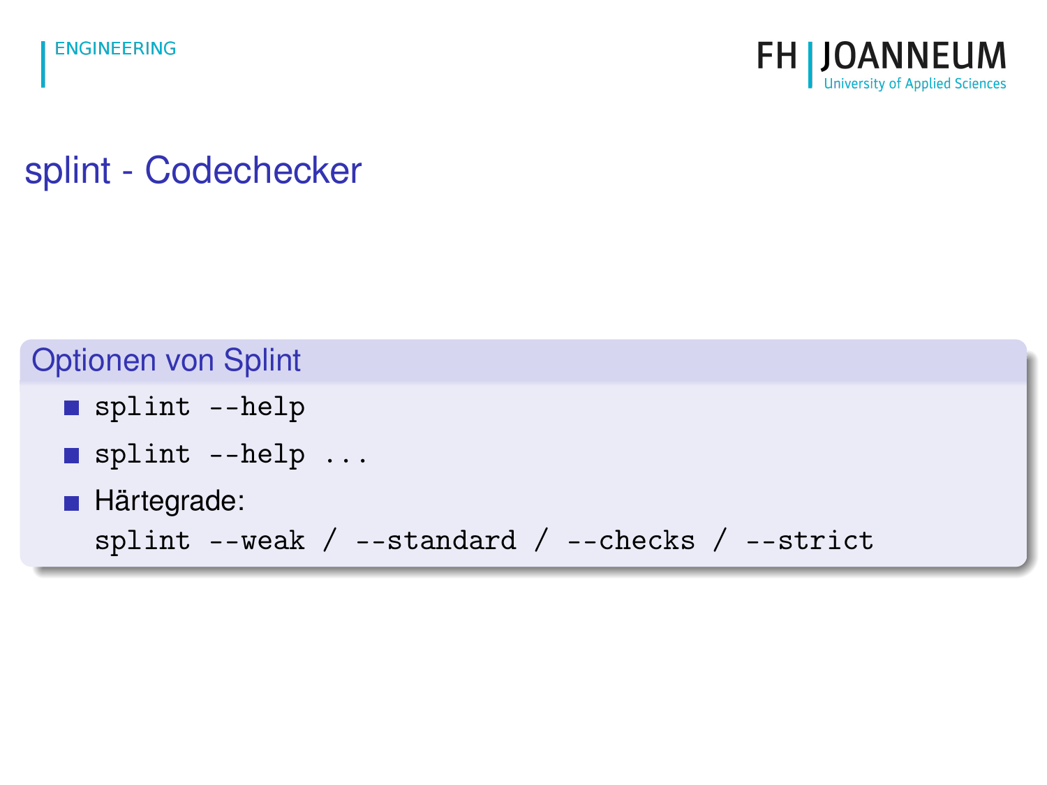# splint - Codechecker

## Optionen von Splint

- `splint --help`
- `splint --help ...`
- Härtegrade:
  `splint --weak / --standard / --checks / --strict`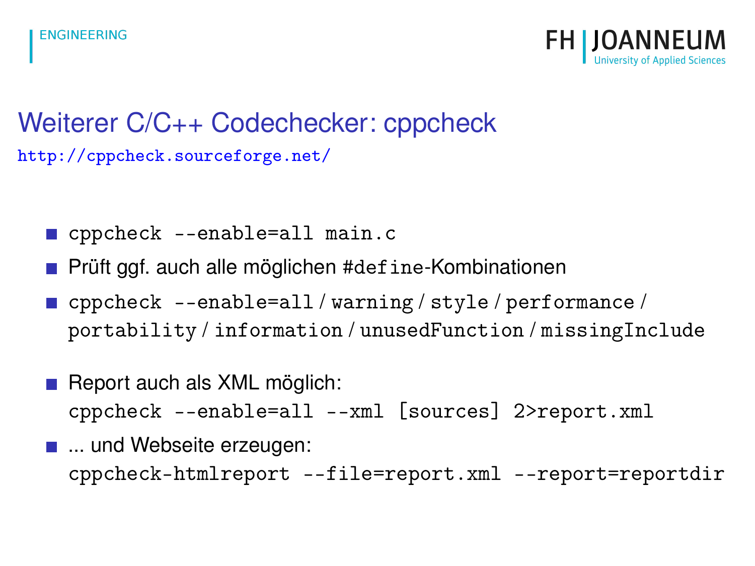# Weiterer C/C++ Codechecker: cppcheck

http://cppcheck.sourceforge.net/

- `cppcheck --enable=all main.c`
- Prüft ggf. auch alle möglichen `#define`-Kombinationen
- `cppcheck --enable=all` / `warning` / `style` / `performance` / `portability` / `information` / `unusedFunction` / `missingInclude`
- Report auch als XML möglich:
  `cppcheck --enable=all --xml [sources] 2>report.xml`
- ... und Webseite erzeugen:
  `cppcheck-htmlreport --file=report.xml --report=reportdir`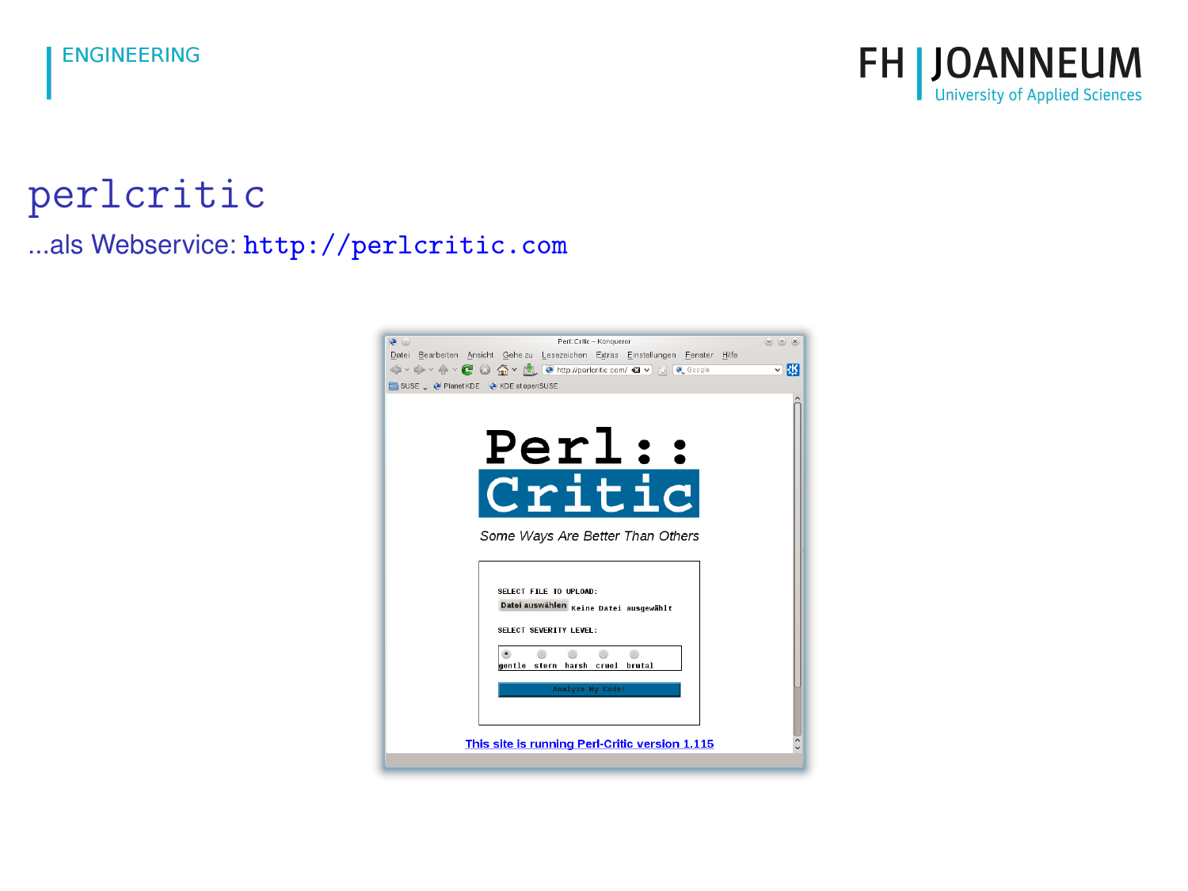# perlcritic

...als Webservice: `http://perlcritic.com`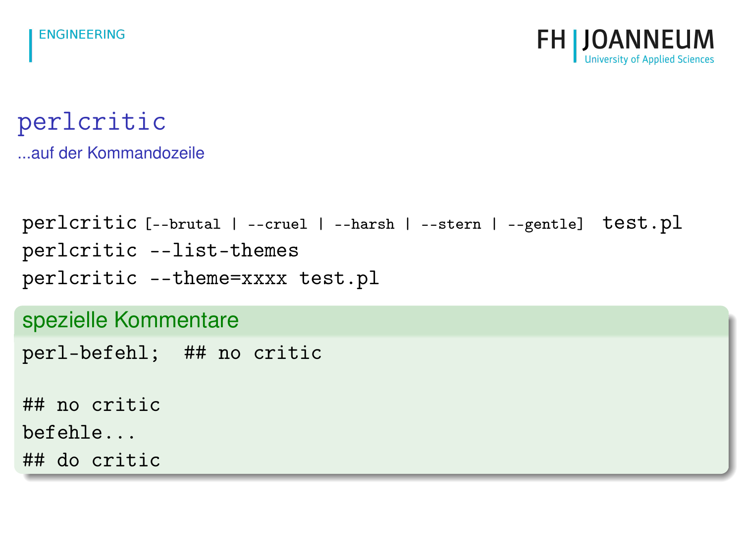# perlcritic

...auf der Kommandozeile

```
perlcritic [--brutal | --cruel | --harsh | --stern | --gentle]  test.pl
perlcritic --list-themes
perlcritic --theme=xxxx test.pl
```

### spezielle Kommentare

```
perl-befehl;  ## no critic

## no critic
befehle...
## do critic
```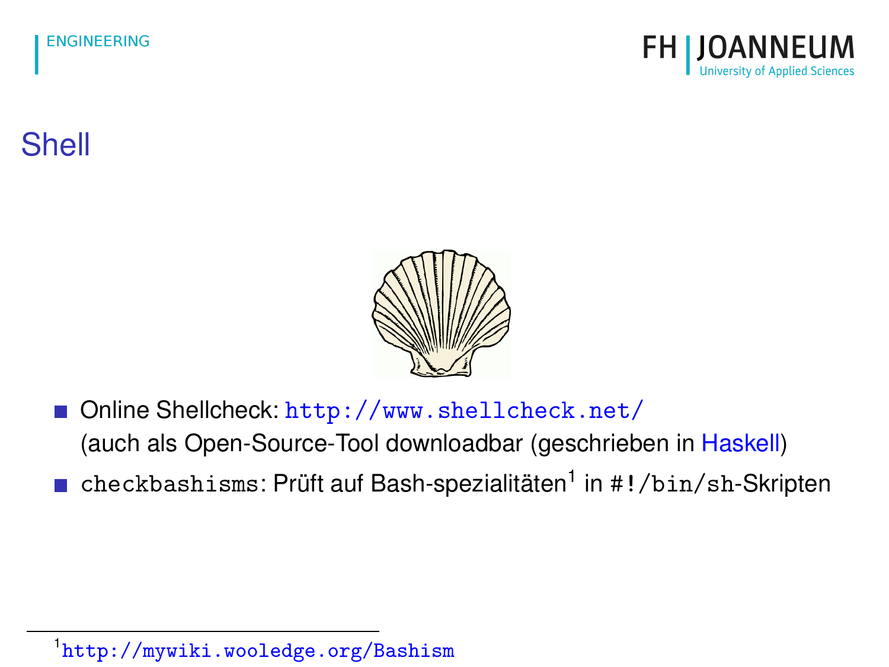# Shell

- Online Shellcheck: http://www.shellcheck.net/
  (auch als Open-Source-Tool downloadbar (geschrieben in Haskell)
- `checkbashisms`: Prüft auf Bash-spezialitäten[1] in `#!/bin/sh`-Skripten

[1] http://mywiki.wooledge.org/Bashism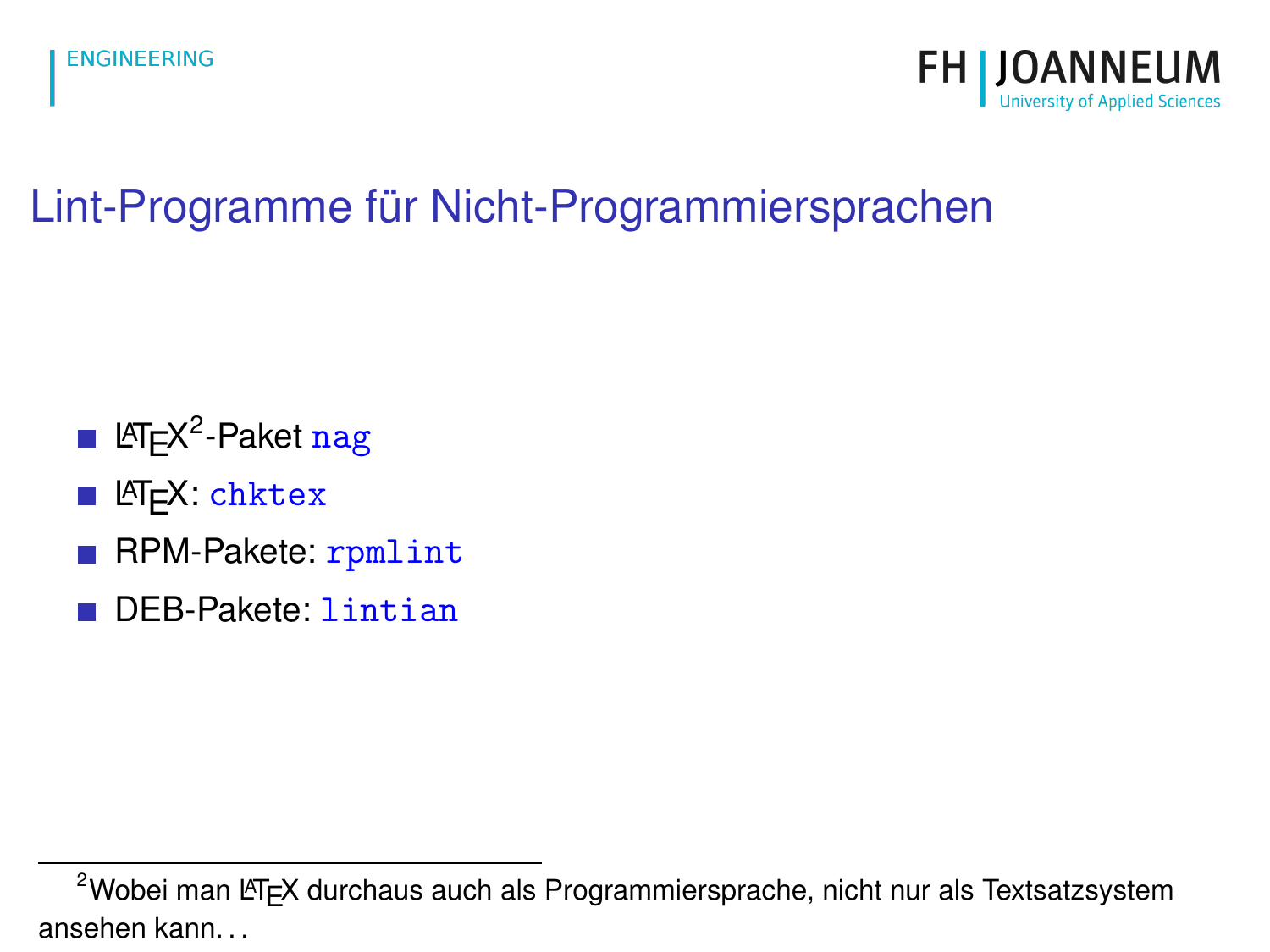# Lint-Programme für Nicht-Programmiersprachen

- LaTeX[2]-Paket `nag`
- LaTeX: `chktex`
- RPM-Pakete: `rpmlint`
- DEB-Pakete: `lintian`

[2]Wobei man LaTeX durchaus auch als Programmiersprache, nicht nur als Textsatzsystem ansehen kann…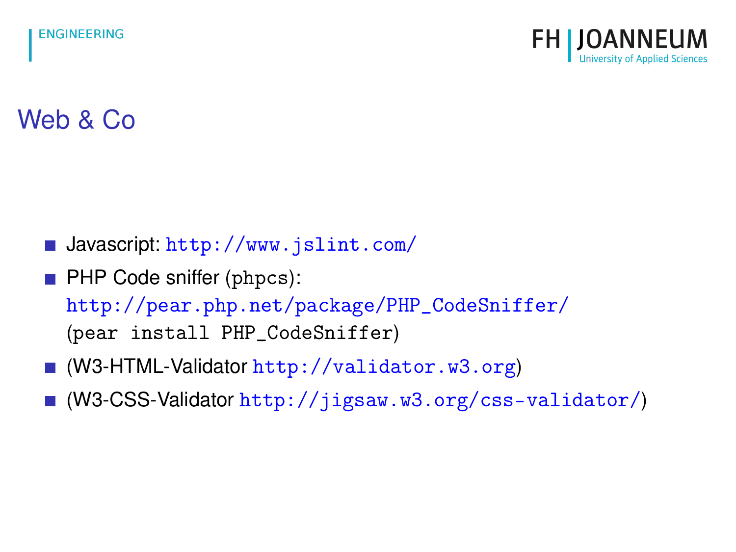# Web & Co

- Javascript: `http://www.jslint.com/`
- PHP Code sniffer (`phpcs`): `http://pear.php.net/package/PHP_CodeSniffer/` (`pear install PHP_CodeSniffer`)
- (W3-HTML-Validator `http://validator.w3.org`)
- (W3-CSS-Validator `http://jigsaw.w3.org/css-validator/`)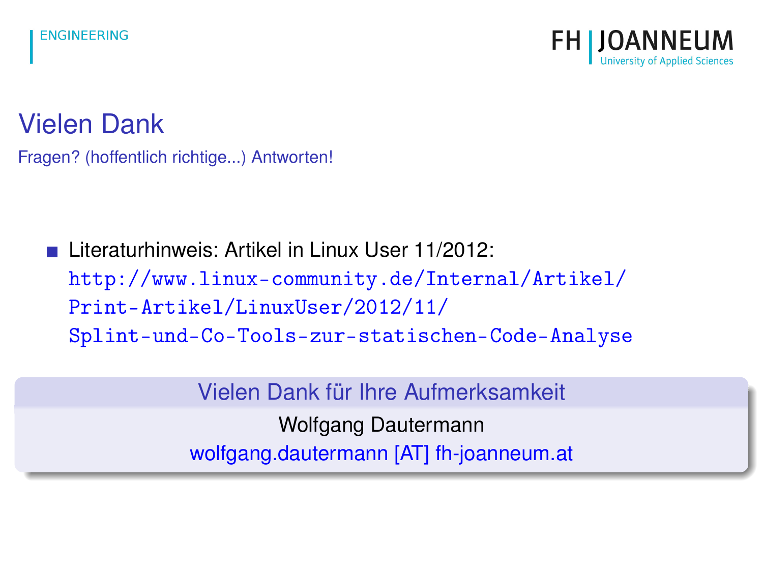# Vielen Dank

Fragen? (hoffentlich richtige...) Antworten!

- Literaturhinweis: Artikel in Linux User 11/2012: http://www.linux-community.de/Internal/Artikel/Print-Artikel/LinuxUser/2012/11/Splint-und-Co-Tools-zur-statischen-Code-Analyse

**Vielen Dank für Ihre Aufmerksamkeit**

Wolfgang Dautermann

wolfgang.dautermann [AT] fh-joanneum.at